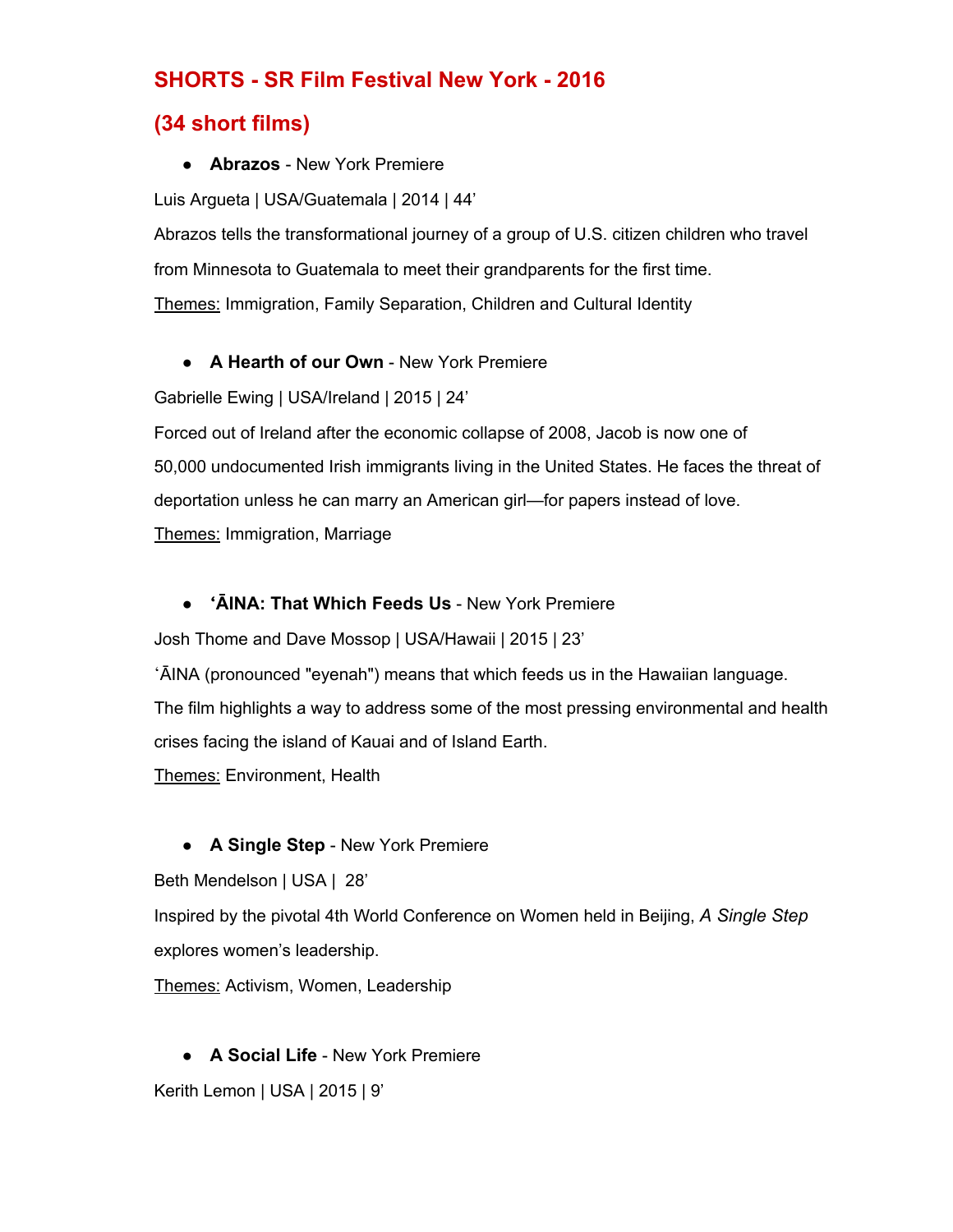## SHORTS - SR Film Festival New York - 2016

## (34 short films)

- **Abrazos** - New York Premiere

Luis Argueta | USA/Guatemala | 2014 | 44'

Abrazos tells the transformational journey of a group of U.S. citizen children who travel from Minnesota to Guatemala to meet their grandparents for the first time.

Themes: Immigration, Family Separation, Children and Cultural Identity

- **A Hearth of our Own** - New York Premiere

Gabrielle Ewing | USA/Ireland | 2015 | 24'

Forced out of Ireland after the economic collapse of 2008, Jacob is now one of 50,000 undocumented Irish immigrants living in the United States. He faces the threat of deportation unless he can marry an American girl—for papers instead of love.

Themes: Immigration, Marriage

- **ʻĀINA: That Which Feeds Us** - New York Premiere

Josh Thome and Dave Mossop | USA/Hawaii | 2015 | 23'

ʻĀINA (pronounced "eyenah") means that which feeds us in the Hawaiian language. The film highlights a way to address some of the most pressing environmental and health crises facing the island of Kauai and of Island Earth.

Themes: Environment, Health

- **A Single Step** - New York Premiere

Beth Mendelson | USA | 28'

Inspired by the pivotal 4th World Conference on Women held in Beijing, *A Single Step* explores women's leadership.

Themes: Activism, Women, Leadership

- **A Social Life** - New York Premiere

Kerith Lemon | USA | 2015 | 9'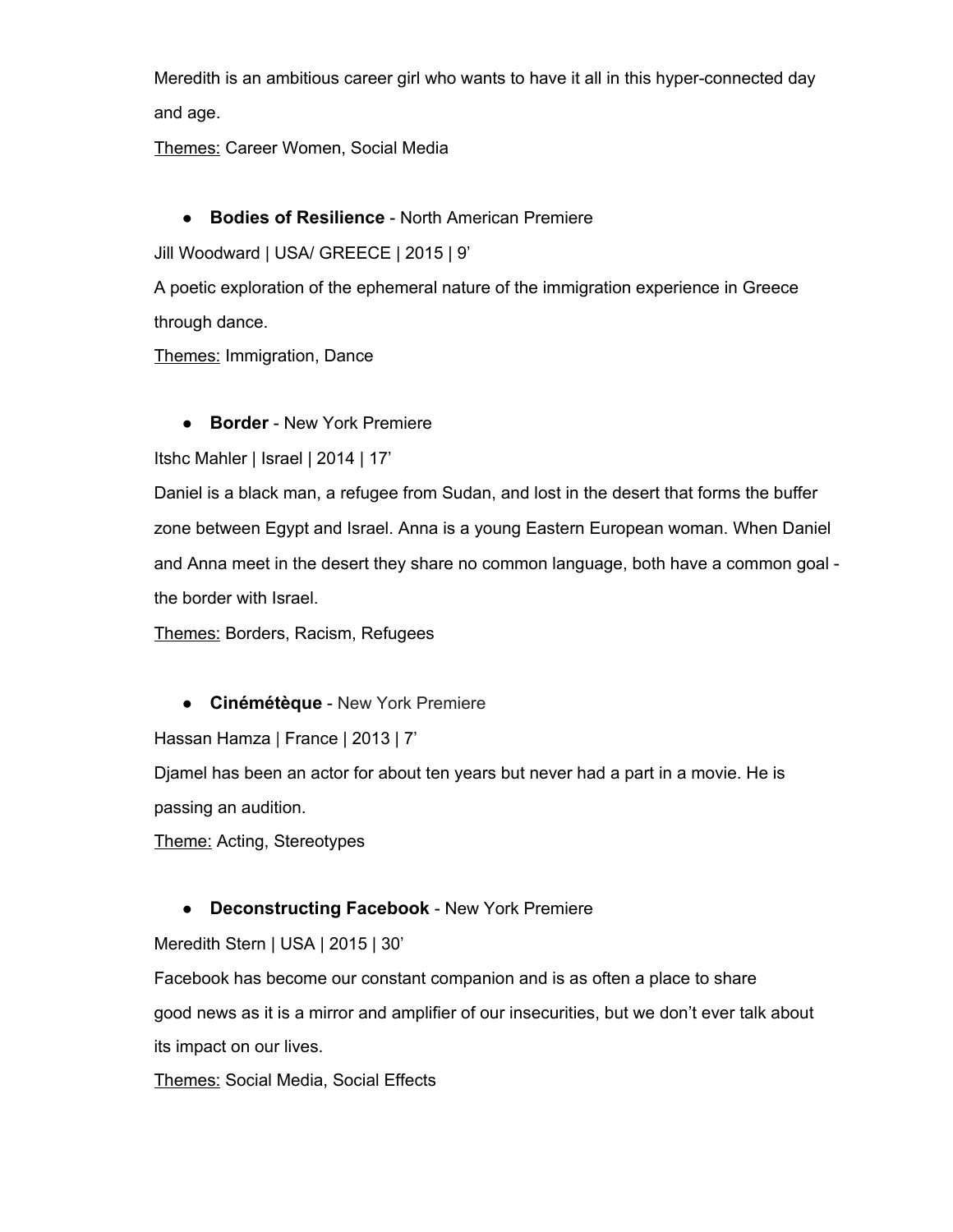Meredith is an ambitious career girl who wants to have it all in this hyper-connected day and age.

<u>Themes:</u> Career Women, Social Media

- **Bodies of Resilience** - North American Premiere

Jill Woodward | USA/ GREECE | 2015 | 9’

A poetic exploration of the ephemeral nature of the immigration experience in Greece through dance.

<u>Themes:</u> Immigration, Dance

- **Border** - New York Premiere

Itshc Mahler | Israel | 2014 | 17’

Daniel is a black man, a refugee from Sudan, and lost in the desert that forms the buffer zone between Egypt and Israel. Anna is a young Eastern European woman. When Daniel and Anna meet in the desert they share no common language, both have a common goal - the border with Israel.

<u>Themes:</u> Borders, Racism, Refugees

- **Cinémétèque** - New York Premiere

Hassan Hamza | France | 2013 | 7’

Djamel has been an actor for about ten years but never had a part in a movie. He is passing an audition.

<u>Theme:</u> Acting, Stereotypes

- **Deconstructing Facebook** - New York Premiere

Meredith Stern | USA | 2015 | 30’

Facebook has become our constant companion and is as often a place to share good news as it is a mirror and amplifier of our insecurities, but we don’t ever talk about its impact on our lives.

<u>Themes:</u> Social Media, Social Effects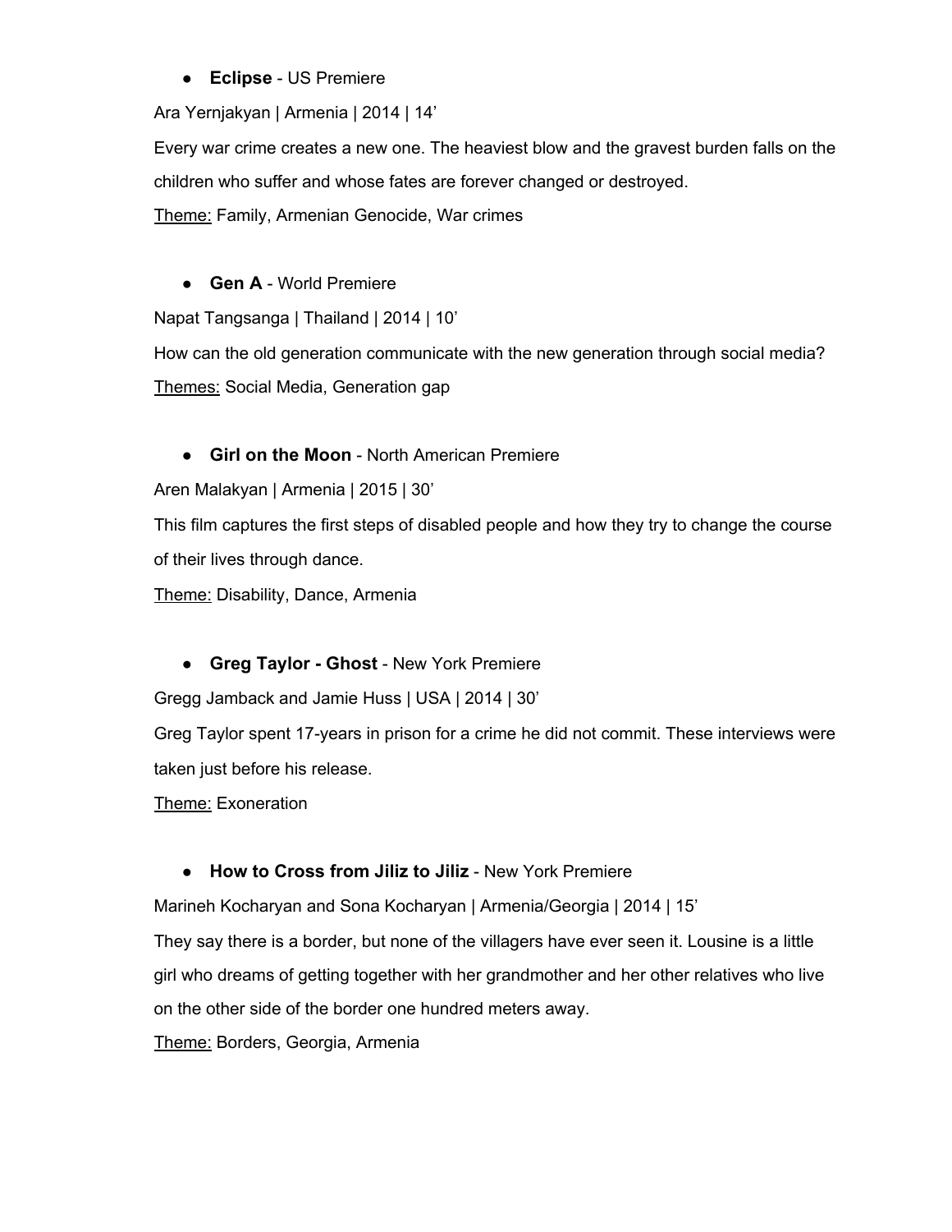- **Eclipse** - US Premiere

Ara Yernjakyan | Armenia | 2014 | 14’

Every war crime creates a new one. The heaviest blow and the gravest burden falls on the children who suffer and whose fates are forever changed or destroyed.

Theme: Family, Armenian Genocide, War crimes

- **Gen A** - World Premiere

Napat Tangsanga | Thailand | 2014 | 10’

How can the old generation communicate with the new generation through social media?

Themes: Social Media, Generation gap

- **Girl on the Moon** - North American Premiere

Aren Malakyan | Armenia | 2015 | 30’

This film captures the first steps of disabled people and how they try to change the course of their lives through dance.

Theme: Disability, Dance, Armenia

- **Greg Taylor - Ghost** - New York Premiere

Gregg Jamback and Jamie Huss | USA | 2014 | 30’

Greg Taylor spent 17-years in prison for a crime he did not commit. These interviews were taken just before his release.

Theme: Exoneration

- **How to Cross from Jiliz to Jiliz** - New York Premiere

Marineh Kocharyan and Sona Kocharyan | Armenia/Georgia | 2014 | 15’

They say there is a border, but none of the villagers have ever seen it. Lousine is a little girl who dreams of getting together with her grandmother and her other relatives who live on the other side of the border one hundred meters away.

Theme: Borders, Georgia, Armenia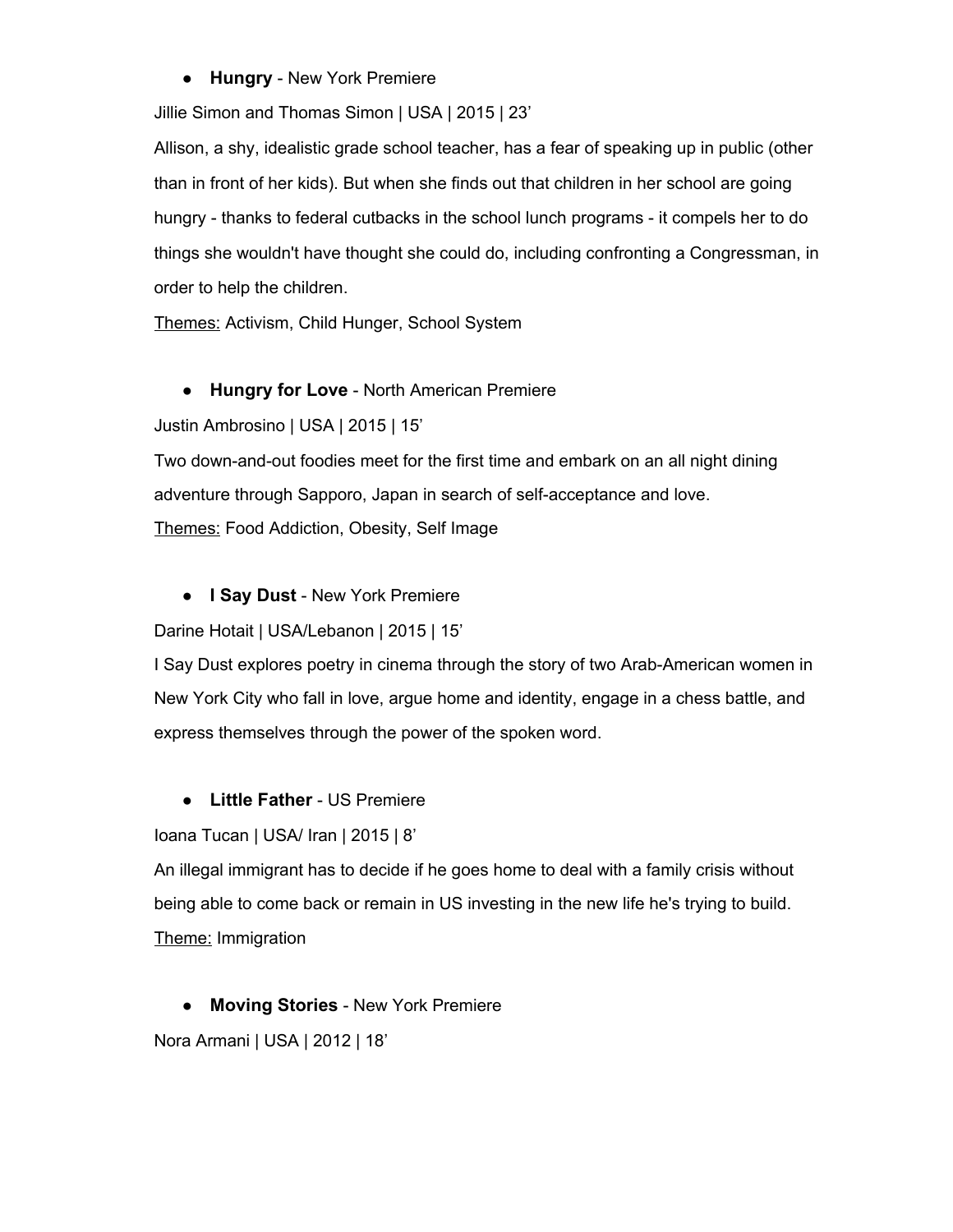- **Hungry** - New York Premiere

Jillie Simon and Thomas Simon | USA | 2015 | 23’

Allison, a shy, idealistic grade school teacher, has a fear of speaking up in public (other than in front of her kids). But when she finds out that children in her school are going hungry - thanks to federal cutbacks in the school lunch programs - it compels her to do things she wouldn't have thought she could do, including confronting a Congressman, in order to help the children.

<u>Themes:</u> Activism, Child Hunger, School System

- **Hungry for Love** - North American Premiere

Justin Ambrosino | USA | 2015 | 15’

Two down-and-out foodies meet for the first time and embark on an all night dining adventure through Sapporo, Japan in search of self-acceptance and love.

<u>Themes:</u> Food Addiction, Obesity, Self Image

- **I Say Dust** - New York Premiere

Darine Hotait | USA/Lebanon | 2015 | 15’

I Say Dust explores poetry in cinema through the story of two Arab-American women in New York City who fall in love, argue home and identity, engage in a chess battle, and express themselves through the power of the spoken word.

- **Little Father** - US Premiere

Ioana Tucan | USA/ Iran | 2015 | 8’

An illegal immigrant has to decide if he goes home to deal with a family crisis without being able to come back or remain in US investing in the new life he's trying to build.

<u>Theme:</u> Immigration

- **Moving Stories** - New York Premiere

Nora Armani | USA | 2012 | 18’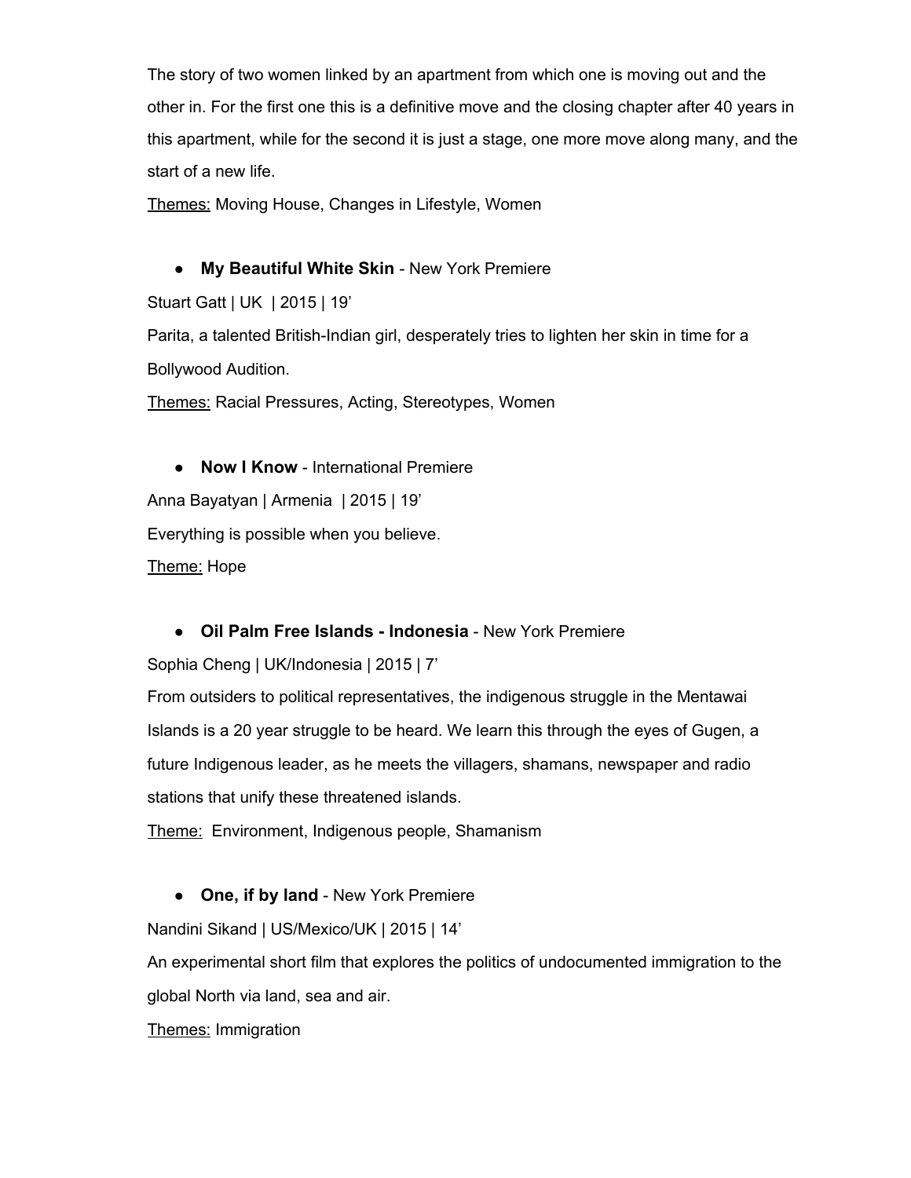The story of two women linked by an apartment from which one is moving out and the other in. For the first one this is a definitive move and the closing chapter after 40 years in this apartment, while for the second it is just a stage, one more move along many, and the start of a new life.

<u>Themes:</u> Moving House, Changes in Lifestyle, Women

- **My Beautiful White Skin** - New York Premiere

Stuart Gatt | UK | 2015 | 19'

Parita, a talented British-Indian girl, desperately tries to lighten her skin in time for a Bollywood Audition.

<u>Themes:</u> Racial Pressures, Acting, Stereotypes, Women

- **Now I Know** - International Premiere

Anna Bayatyan | Armenia | 2015 | 19'

Everything is possible when you believe.

<u>Theme:</u> Hope

- **Oil Palm Free Islands - Indonesia** - New York Premiere

Sophia Cheng | UK/Indonesia | 2015 | 7'

From outsiders to political representatives, the indigenous struggle in the Mentawai Islands is a 20 year struggle to be heard. We learn this through the eyes of Gugen, a future Indigenous leader, as he meets the villagers, shamans, newspaper and radio stations that unify these threatened islands.

<u>Theme:</u> Environment, Indigenous people, Shamanism

- **One, if by land** - New York Premiere

Nandini Sikand | US/Mexico/UK | 2015 | 14'

An experimental short film that explores the politics of undocumented immigration to the global North via land, sea and air.

<u>Themes:</u> Immigration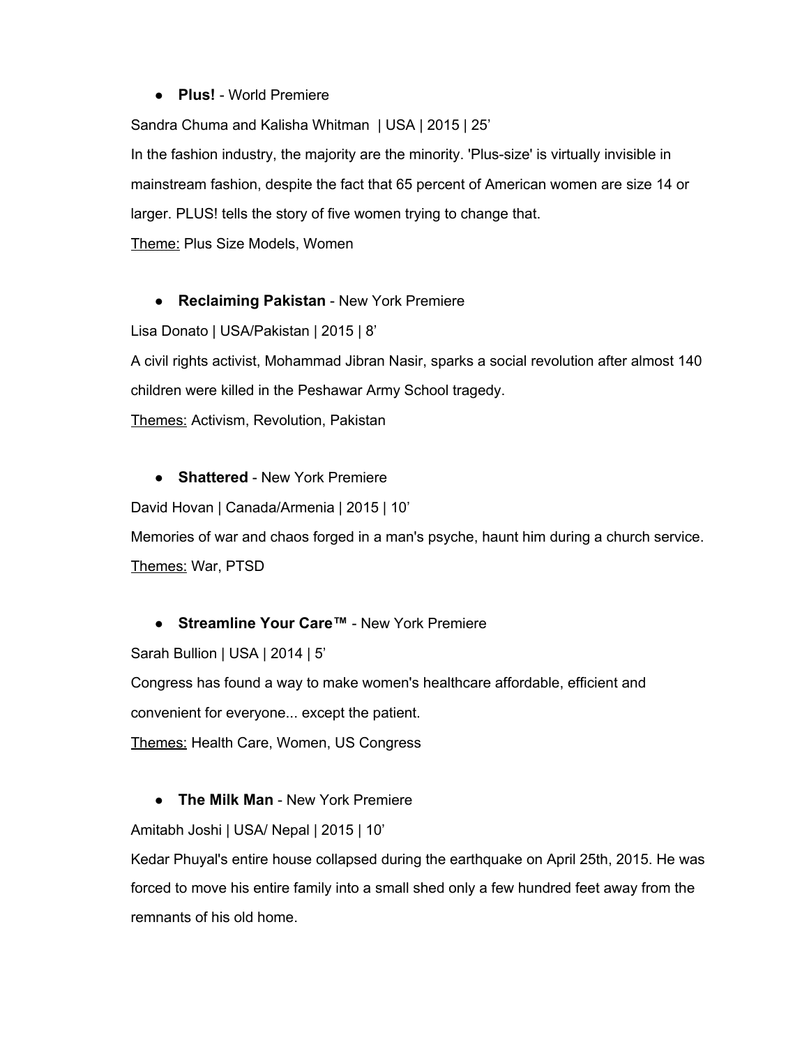- **Plus!** - World Premiere

Sandra Chuma and Kalisha Whitman | USA | 2015 | 25'

In the fashion industry, the majority are the minority. 'Plus-size' is virtually invisible in mainstream fashion, despite the fact that 65 percent of American women are size 14 or larger. PLUS! tells the story of five women trying to change that.

Theme: Plus Size Models, Women

- **Reclaiming Pakistan** - New York Premiere

Lisa Donato | USA/Pakistan | 2015 | 8'

A civil rights activist, Mohammad Jibran Nasir, sparks a social revolution after almost 140 children were killed in the Peshawar Army School tragedy.

Themes: Activism, Revolution, Pakistan

- **Shattered** - New York Premiere

David Hovan | Canada/Armenia | 2015 | 10'

Memories of war and chaos forged in a man's psyche, haunt him during a church service.

Themes: War, PTSD

- **Streamline Your Care™** - New York Premiere

Sarah Bullion | USA | 2014 | 5'

Congress has found a way to make women's healthcare affordable, efficient and convenient for everyone... except the patient.

Themes: Health Care, Women, US Congress

- **The Milk Man** - New York Premiere

Amitabh Joshi | USA/ Nepal | 2015 | 10'

Kedar Phuyal's entire house collapsed during the earthquake on April 25th, 2015. He was forced to move his entire family into a small shed only a few hundred feet away from the remnants of his old home.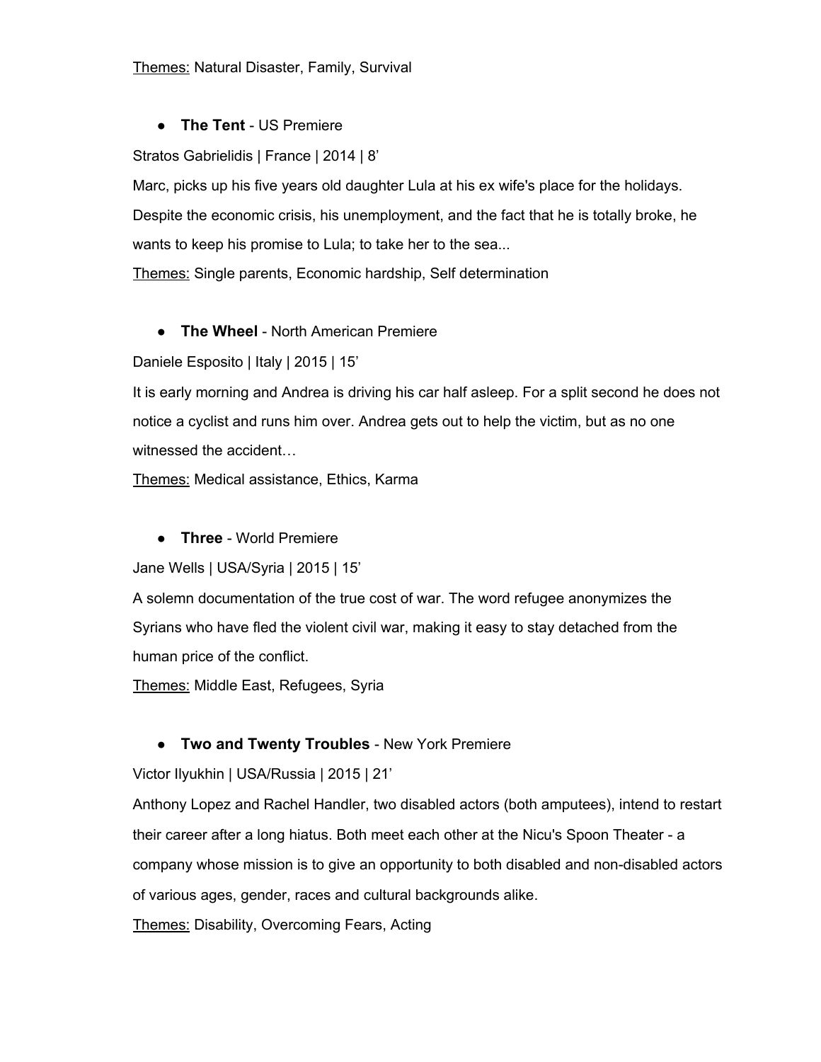Themes: Natural Disaster, Family, Survival

- **The Tent** - US Premiere

Stratos Gabrielidis | France | 2014 | 8'

Marc, picks up his five years old daughter Lula at his ex wife's place for the holidays. Despite the economic crisis, his unemployment, and the fact that he is totally broke, he wants to keep his promise to Lula; to take her to the sea...

Themes: Single parents, Economic hardship, Self determination

- **The Wheel** - North American Premiere

Daniele Esposito | Italy | 2015 | 15'

It is early morning and Andrea is driving his car half asleep. For a split second he does not notice a cyclist and runs him over. Andrea gets out to help the victim, but as no one witnessed the accident…

Themes: Medical assistance, Ethics, Karma

- **Three** - World Premiere

Jane Wells | USA/Syria | 2015 | 15'

A solemn documentation of the true cost of war. The word refugee anonymizes the Syrians who have fled the violent civil war, making it easy to stay detached from the human price of the conflict.

Themes: Middle East, Refugees, Syria

- **Two and Twenty Troubles** - New York Premiere

Victor Ilyukhin | USA/Russia | 2015 | 21'

Anthony Lopez and Rachel Handler, two disabled actors (both amputees), intend to restart their career after a long hiatus. Both meet each other at the Nicu's Spoon Theater - a company whose mission is to give an opportunity to both disabled and non-disabled actors of various ages, gender, races and cultural backgrounds alike.

Themes: Disability, Overcoming Fears, Acting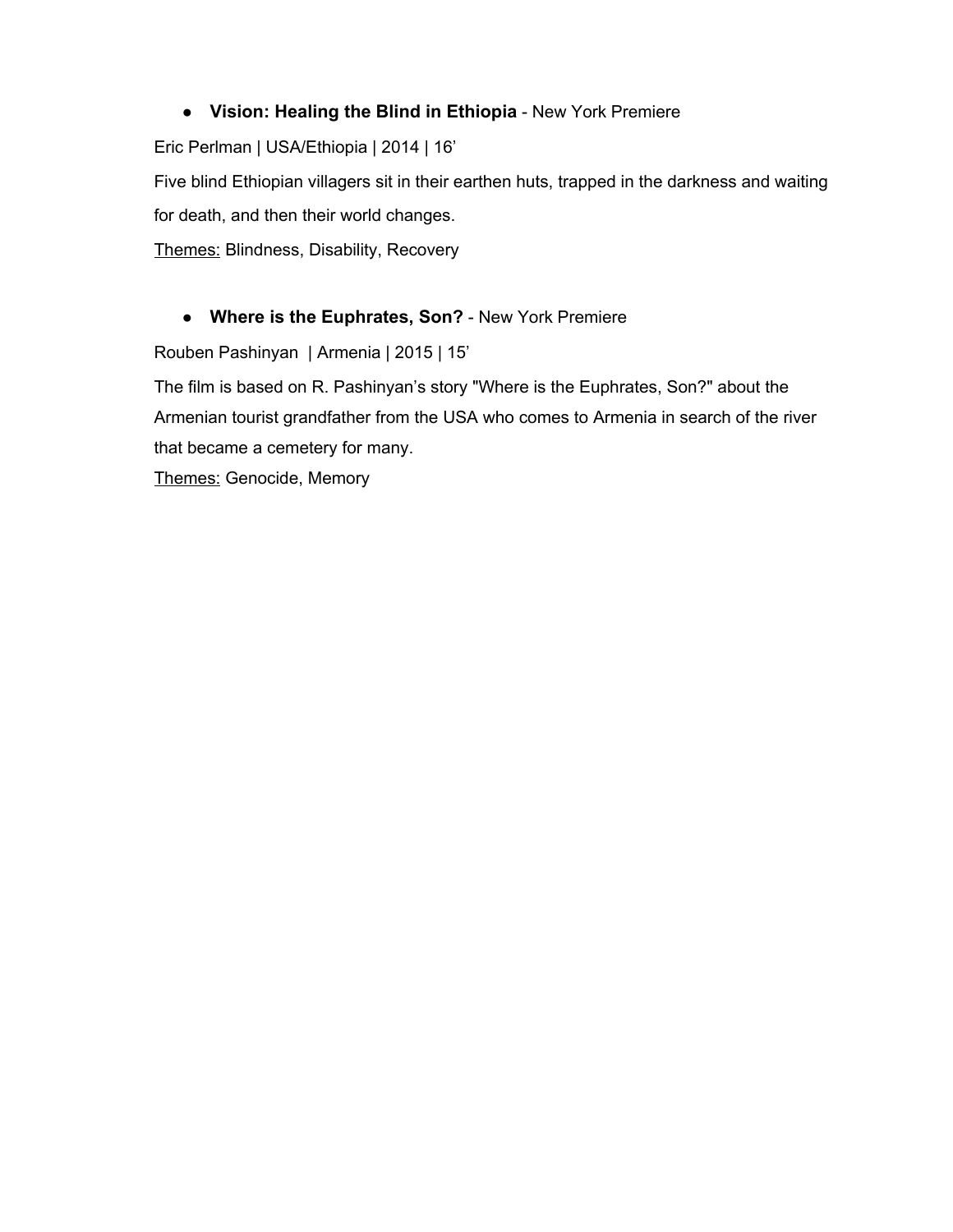- **Vision: Healing the Blind in Ethiopia** - New York Premiere

Eric Perlman | USA/Ethiopia | 2014 | 16’

Five blind Ethiopian villagers sit in their earthen huts, trapped in the darkness and waiting for death, and then their world changes.

<u>Themes:</u> Blindness, Disability, Recovery

- **Where is the Euphrates, Son?** - New York Premiere

Rouben Pashinyan | Armenia | 2015 | 15’

The film is based on R. Pashinyan’s story "Where is the Euphrates, Son?" about the Armenian tourist grandfather from the USA who comes to Armenia in search of the river that became a cemetery for many.

<u>Themes:</u> Genocide, Memory